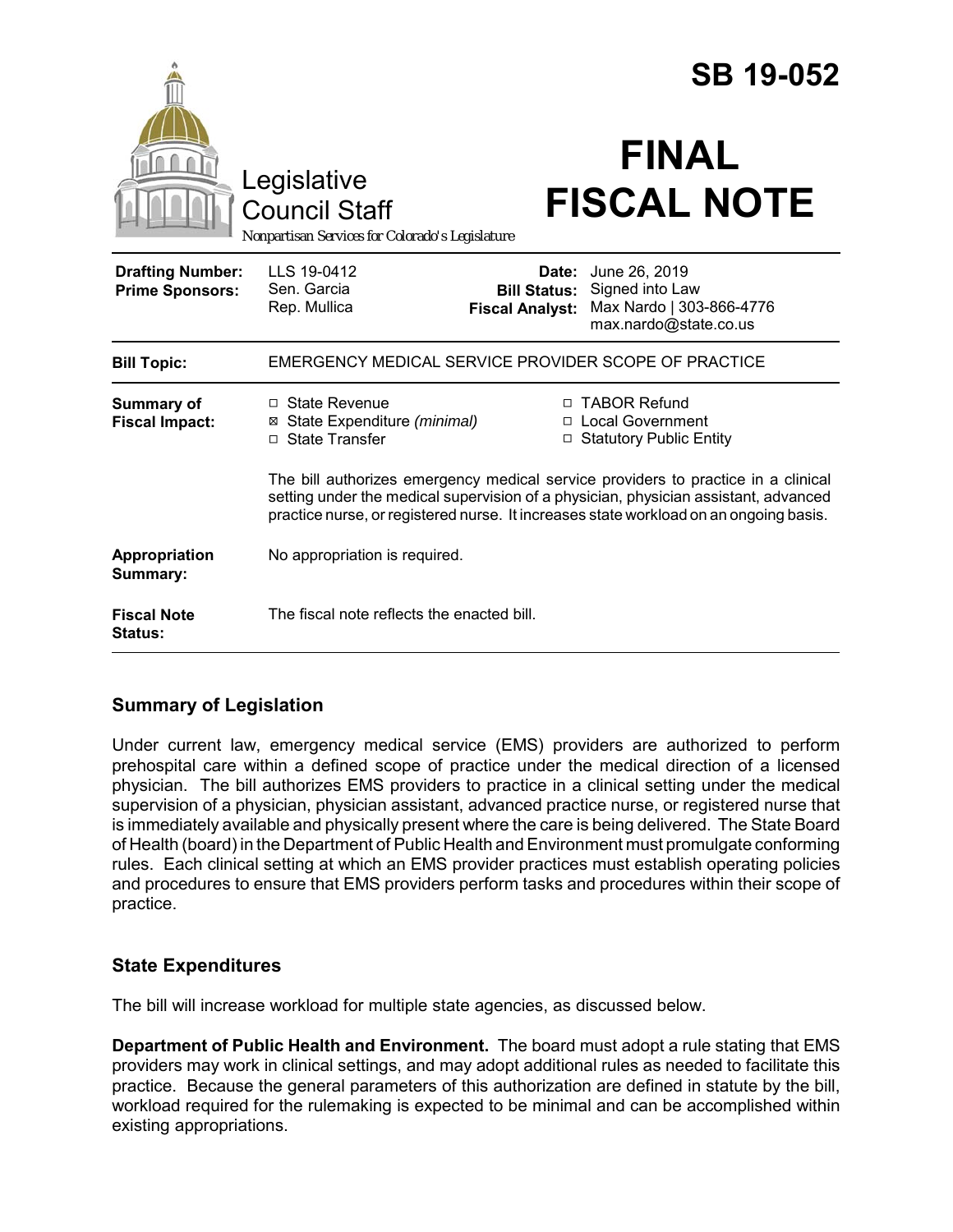# SB 19-052

Legislative Council Staff

*Nonpartisan Services for Colorado's Legislature*

# FINAL FISCAL NOTE

| | | | |
|---|---|---|---|
| **Drafting Number:** | LLS 19-0412 | **Date:** | June 26, 2019 |
| **Prime Sponsors:** | Sen. Garcia<br>Rep. Mullica | **Bill Status:** | Signed into Law |
| | | **Fiscal Analyst:** | Max Nardo \| 303-866-4776<br>max.nardo@state.co.us |

| | |
|---|---|
| **Bill Topic:** | EMERGENCY MEDICAL SERVICE PROVIDER SCOPE OF PRACTICE |
| **Summary of Fiscal Impact:** | ☐ State Revenue<br>☒ State Expenditure *(minimal)*<br>☐ State Transfer<br>☐ TABOR Refund<br>☐ Local Government<br>☐ Statutory Public Entity<br><br>The bill authorizes emergency medical service providers to practice in a clinical setting under the medical supervision of a physician, physician assistant, advanced practice nurse, or registered nurse. It increases state workload on an ongoing basis. |
| **Appropriation Summary:** | No appropriation is required. |
| **Fiscal Note Status:** | The fiscal note reflects the enacted bill. |

## Summary of Legislation

Under current law, emergency medical service (EMS) providers are authorized to perform prehospital care within a defined scope of practice under the medical direction of a licensed physician. The bill authorizes EMS providers to practice in a clinical setting under the medical supervision of a physician, physician assistant, advanced practice nurse, or registered nurse that is immediately available and physically present where the care is being delivered. The State Board of Health (board) in the Department of Public Health and Environment must promulgate conforming rules. Each clinical setting at which an EMS provider practices must establish operating policies and procedures to ensure that EMS providers perform tasks and procedures within their scope of practice.

## State Expenditures

The bill will increase workload for multiple state agencies, as discussed below.

**Department of Public Health and Environment.** The board must adopt a rule stating that EMS providers may work in clinical settings, and may adopt additional rules as needed to facilitate this practice. Because the general parameters of this authorization are defined in statute by the bill, workload required for the rulemaking is expected to be minimal and can be accomplished within existing appropriations.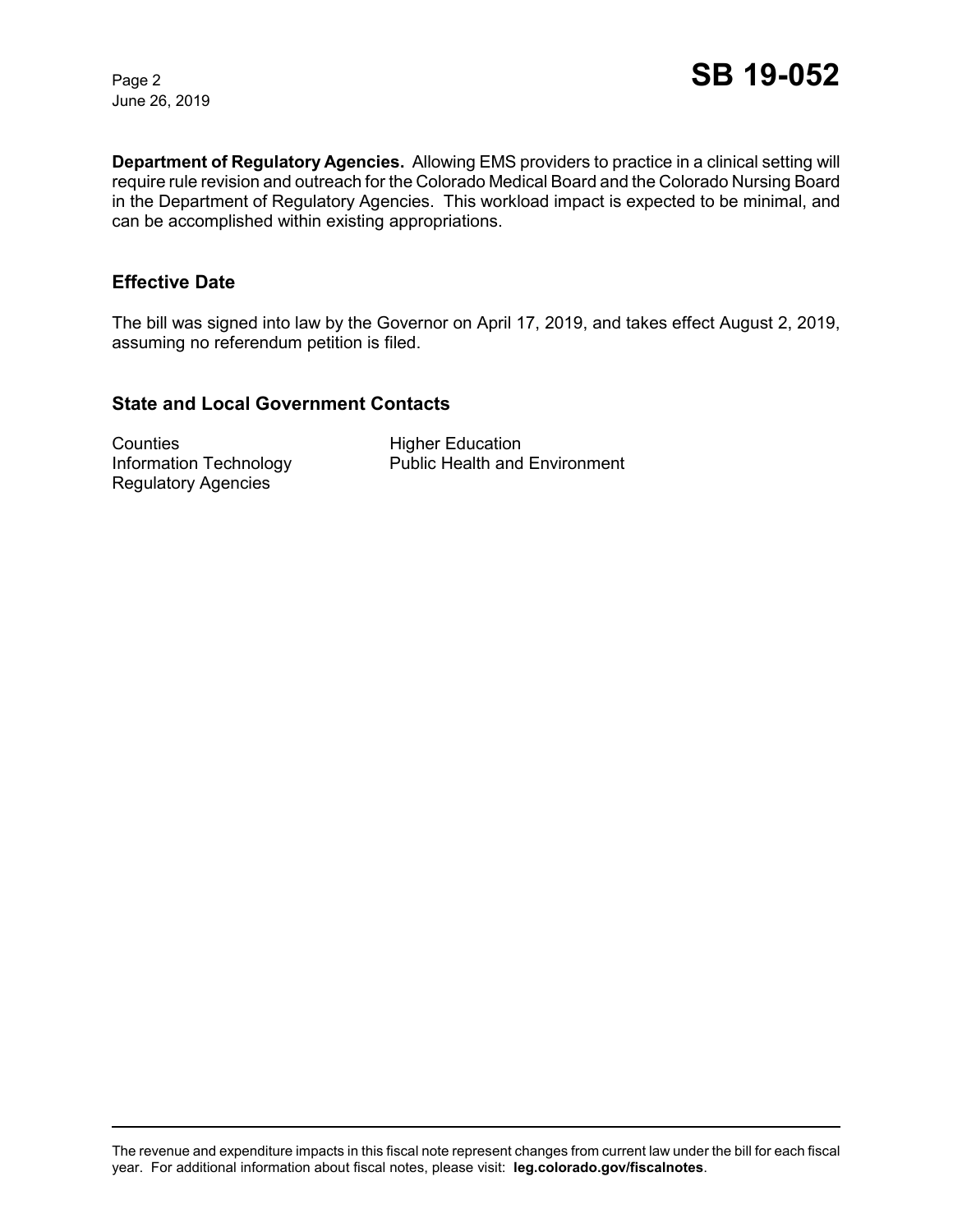**Department of Regulatory Agencies.** Allowing EMS providers to practice in a clinical setting will require rule revision and outreach for the Colorado Medical Board and the Colorado Nursing Board in the Department of Regulatory Agencies. This workload impact is expected to be minimal, and can be accomplished within existing appropriations.

## Effective Date

The bill was signed into law by the Governor on April 17, 2019, and takes effect August 2, 2019, assuming no referendum petition is filed.

## State and Local Government Contacts

| | |
|---|---|
| Counties | Higher Education |
| Information Technology | Public Health and Environment |
| Regulatory Agencies | |

The revenue and expenditure impacts in this fiscal note represent changes from current law under the bill for each fiscal year. For additional information about fiscal notes, please visit: **leg.colorado.gov/fiscalnotes**.